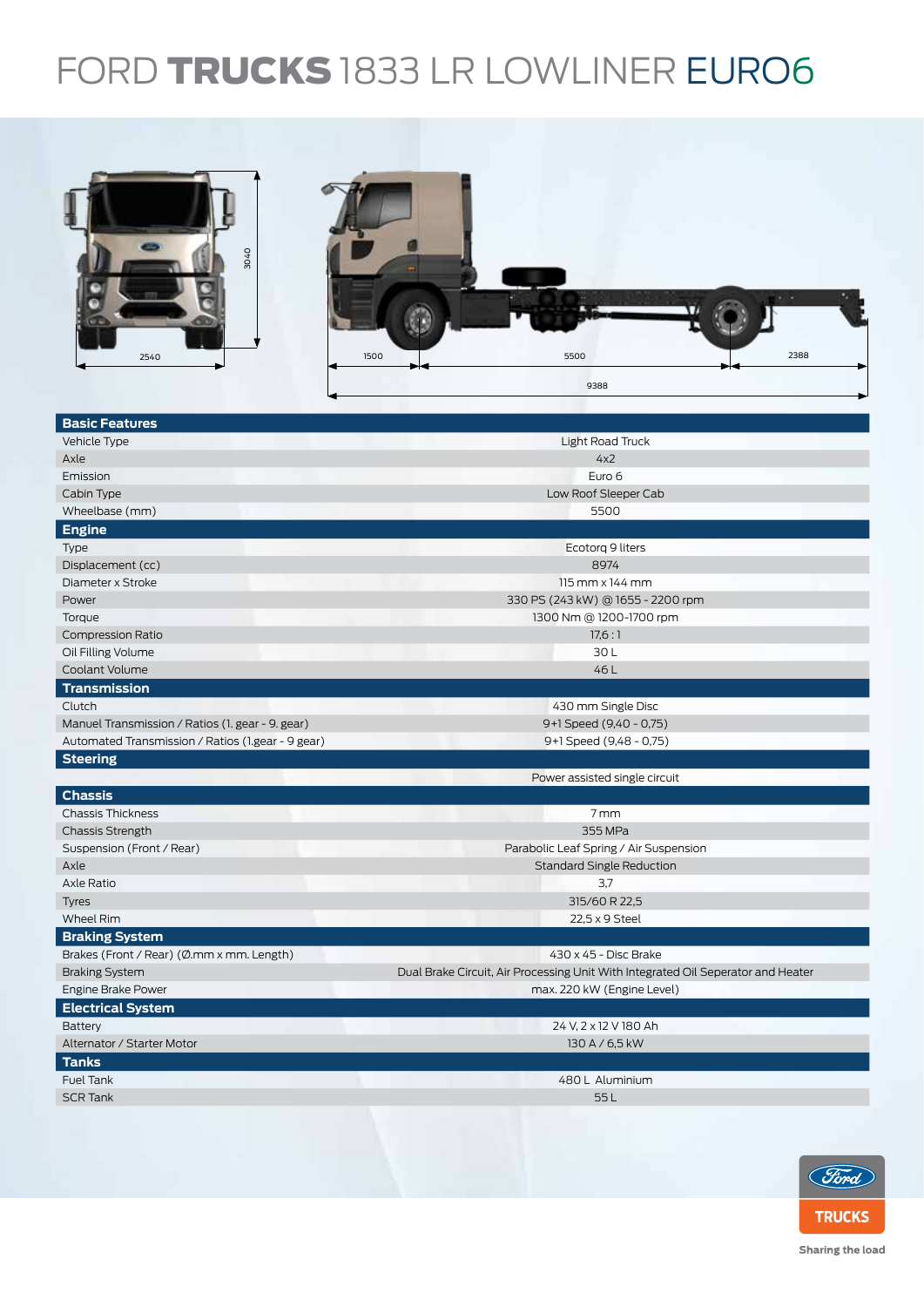# FORD **TRUCKS** 1833 LR LOWLINER EURO6

2540 | 3040 | 1500 | 5500 | 2388 | 9388

| **Basic Features** | |
|---|---|
| Vehicle Type | Light Road Truck |
| Axle | 4x2 |
| Emission | Euro 6 |
| Cabin Type | Low Roof Sleeper Cab |
| Wheelbase (mm) | 5500 |
| **Engine** | |
| Type | Ecotorq 9 liters |
| Displacement (cc) | 8974 |
| Diameter x Stroke | 115 mm x 144 mm |
| Power | 330 PS (243 kW) @ 1655 - 2200 rpm |
| Torque | 1300 Nm @ 1200-1700 rpm |
| Compression Ratio | 17,6 : 1 |
| Oil Filling Volume | 30 L |
| Coolant Volume | 46 L |
| **Transmission** | |
| Clutch | 430 mm Single Disc |
| Manuel Transmission / Ratios (1. gear - 9. gear) | 9+1 Speed (9,40 - 0,75) |
| Automated Transmission / Ratios (1.gear - 9 gear) | 9+1 Speed (9,48 - 0,75) |
| **Steering** | |
| | Power assisted single circuit |
| **Chassis** | |
| Chassis Thickness | 7 mm |
| Chassis Strength | 355 MPa |
| Suspension (Front / Rear) | Parabolic Leaf Spring / Air Suspension |
| Axle | Standard Single Reduction |
| Axle Ratio | 3,7 |
| Tyres | 315/60 R 22,5 |
| Wheel Rim | 22,5 x 9 Steel |
| **Braking System** | |
| Brakes (Front / Rear) (Ø.mm x mm. Length) | 430 x 45 - Disc Brake |
| Braking System | Dual Brake Circuit, Air Processing Unit With Integrated Oil Seperator and Heater |
| Engine Brake Power | max. 220 kW (Engine Level) |
| **Electrical System** | |
| Battery | 24 V, 2 x 12 V 180 Ah |
| Alternator / Starter Motor | 130 A / 6,5 kW |
| **Tanks** | |
| Fuel Tank | 480 L Aluminium |
| SCR Tank | 55 L |

Ford TRUCKS

Sharing the load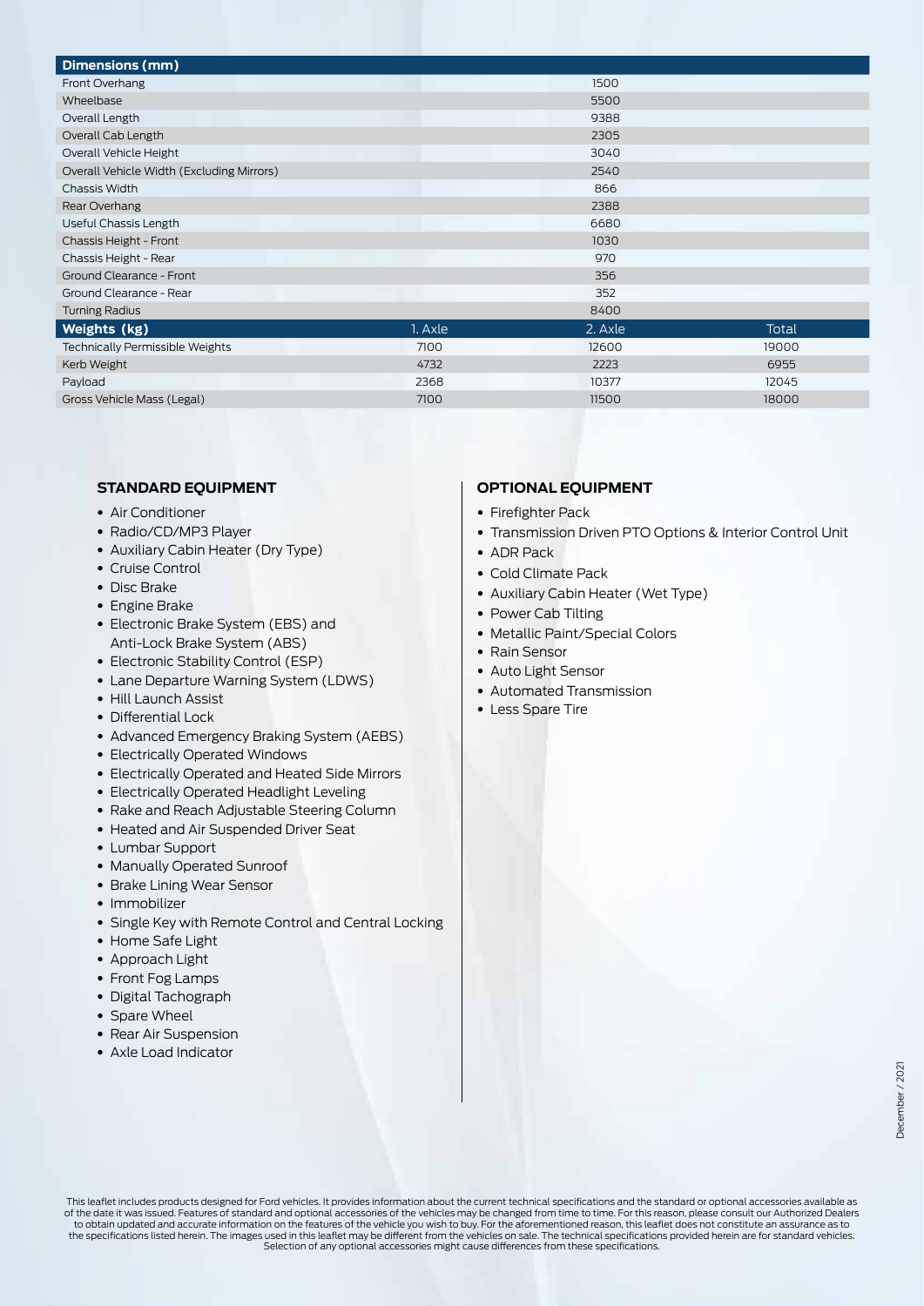| Dimensions (mm) | | | |
|---|---|---|---|
| Front Overhang | | 1500 | |
| Wheelbase | | 5500 | |
| Overall Length | | 9388 | |
| Overall Cab Length | | 2305 | |
| Overall Vehicle Height | | 3040 | |
| Overall Vehicle Width (Excluding Mirrors) | | 2540 | |
| Chassis Width | | 866 | |
| Rear Overhang | | 2388 | |
| Useful Chassis Length | | 6680 | |
| Chassis Height - Front | | 1030 | |
| Chassis Height - Rear | | 970 | |
| Ground Clearance - Front | | 356 | |
| Ground Clearance - Rear | | 352 | |
| Turning Radius | | 8400 | |
| **Weights (kg)** | **1. Axle** | **2. Axle** | **Total** |
| Technically Permissible Weights | 7100 | 12600 | 19000 |
| Kerb Weight | 4732 | 2223 | 6955 |
| Payload | 2368 | 10377 | 12045 |
| Gross Vehicle Mass (Legal) | 7100 | 11500 | 18000 |

## STANDARD EQUIPMENT

- Air Conditioner
- Radio/CD/MP3 Player
- Auxiliary Cabin Heater (Dry Type)
- Cruise Control
- Disc Brake
- Engine Brake
- Electronic Brake System (EBS) and Anti-Lock Brake System (ABS)
- Electronic Stability Control (ESP)
- Lane Departure Warning System (LDWS)
- Hill Launch Assist
- Differential Lock
- Advanced Emergency Braking System (AEBS)
- Electrically Operated Windows
- Electrically Operated and Heated Side Mirrors
- Electrically Operated Headlight Leveling
- Rake and Reach Adjustable Steering Column
- Heated and Air Suspended Driver Seat
- Lumbar Support
- Manually Operated Sunroof
- Brake Lining Wear Sensor
- Immobilizer
- Single Key with Remote Control and Central Locking
- Home Safe Light
- Approach Light
- Front Fog Lamps
- Digital Tachograph
- Spare Wheel
- Rear Air Suspension
- Axle Load Indicator

## OPTIONAL EQUIPMENT

- Firefighter Pack
- Transmission Driven PTO Options & Interior Control Unit
- ADR Pack
- Cold Climate Pack
- Auxiliary Cabin Heater (Wet Type)
- Power Cab Tilting
- Metallic Paint/Special Colors
- Rain Sensor
- Auto Light Sensor
- Automated Transmission
- Less Spare Tire

December / 2021

This leaflet includes products designed for Ford vehicles. It provides information about the current technical specifications and the standard or optional accessories available as of the date it was issued. Features of standard and optional accessories of the vehicles may be changed from time to time. For this reason, please consult our Authorized Dealers to obtain updated and accurate information on the features of the vehicle you wish to buy. For the aforementioned reason, this leaflet does not constitute an assurance as to the specifications listed herein. The images used in this leaflet may be different from the vehicles on sale. The technical specifications provided herein are for standard vehicles. Selection of any optional accessories might cause differences from these specifications.